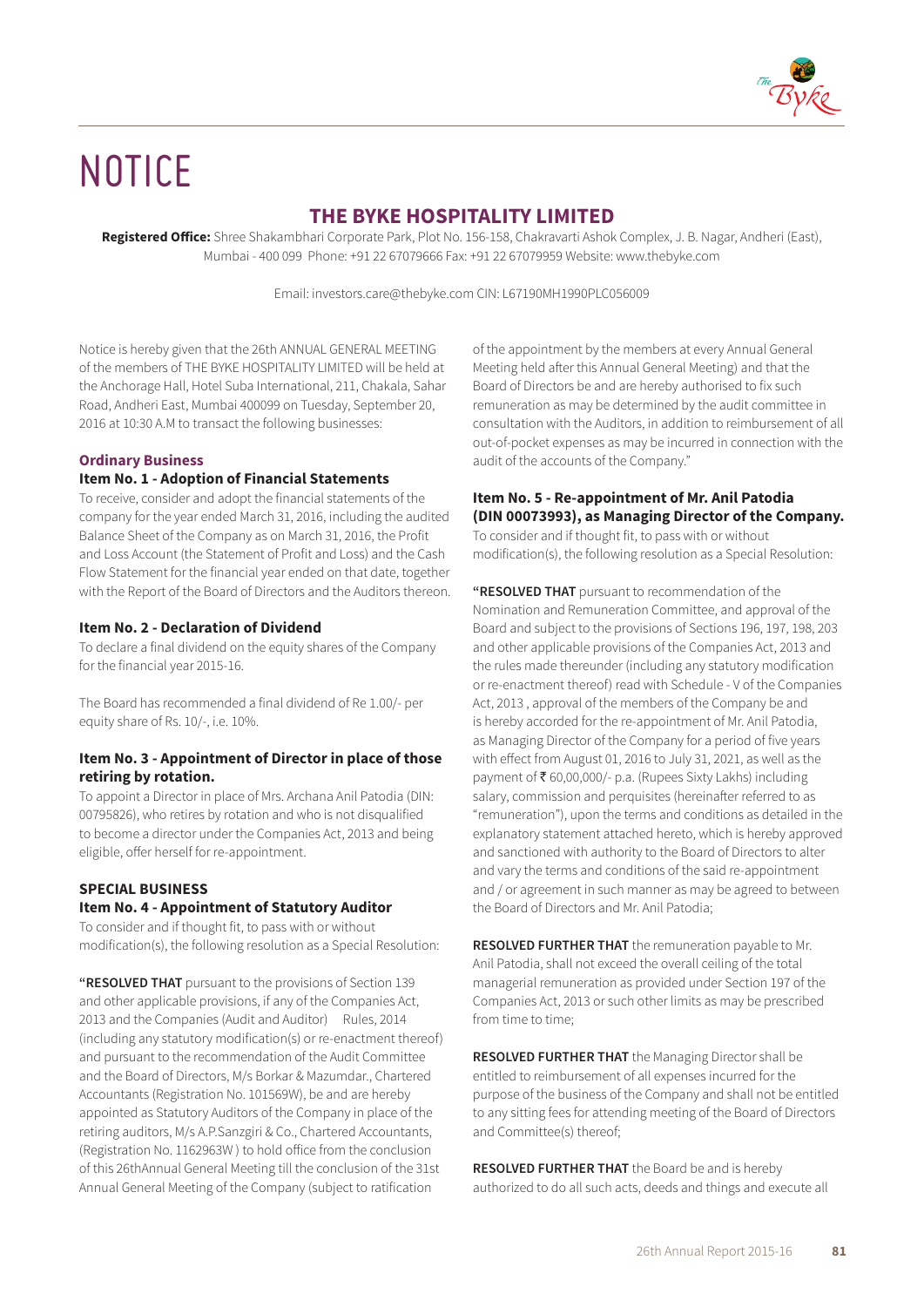# NOTICE

## THE BYKE HOSPITALITY LIMITED

**Registered Office:** Shree Shakambhari Corporate Park, Plot No. 156-158, Chakravarti Ashok Complex, J. B. Nagar, Andheri (East), Mumbai - 400 099 Phone: +91 22 67079666 Fax: +91 22 67079959 Website: www.thebyke.com

Email: investors.care@thebyke.com CIN: L67190MH1990PLC056009

Notice is hereby given that the 26th ANNUAL GENERAL MEETING of the members of THE BYKE HOSPITALITY LIMITED will be held at the Anchorage Hall, Hotel Suba International, 211, Chakala, Sahar Road, Andheri East, Mumbai 400099 on Tuesday, September 20, 2016 at 10:30 A.M to transact the following businesses:

### Ordinary Business

#### Item No. 1 - Adoption of Financial Statements

To receive, consider and adopt the financial statements of the company for the year ended March 31, 2016, including the audited Balance Sheet of the Company as on March 31, 2016, the Profit and Loss Account (the Statement of Profit and Loss) and the Cash Flow Statement for the financial year ended on that date, together with the Report of the Board of Directors and the Auditors thereon.

#### Item No. 2 - Declaration of Dividend

To declare a final dividend on the equity shares of the Company for the financial year 2015-16.

The Board has recommended a final dividend of Re 1.00/- per equity share of Rs. 10/-, i.e. 10%.

#### Item No. 3 - Appointment of Director in place of those retiring by rotation.

To appoint a Director in place of Mrs. Archana Anil Patodia (DIN: 00795826), who retires by rotation and who is not disqualified to become a director under the Companies Act, 2013 and being eligible, offer herself for re-appointment.

### SPECIAL BUSINESS

#### Item No. 4 - Appointment of Statutory Auditor

To consider and if thought fit, to pass with or without modification(s), the following resolution as a Special Resolution:

**"RESOLVED THAT** pursuant to the provisions of Section 139 and other applicable provisions, if any of the Companies Act, 2013 and the Companies (Audit and Auditor) Rules, 2014 (including any statutory modification(s) or re-enactment thereof) and pursuant to the recommendation of the Audit Committee and the Board of Directors, M/s Borkar & Mazumdar., Chartered Accountants (Registration No. 101569W), be and are hereby appointed as Statutory Auditors of the Company in place of the retiring auditors, M/s A.P.Sanzgiri & Co., Chartered Accountants, (Registration No. 1162963W ) to hold office from the conclusion of this 26thAnnual General Meeting till the conclusion of the 31st Annual General Meeting of the Company (subject to ratification of the appointment by the members at every Annual General Meeting held after this Annual General Meeting) and that the Board of Directors be and are hereby authorised to fix such remuneration as may be determined by the audit committee in consultation with the Auditors, in addition to reimbursement of all out-of-pocket expenses as may be incurred in connection with the audit of the accounts of the Company."

#### Item No. 5 - Re-appointment of Mr. Anil Patodia (DIN 00073993), as Managing Director of the Company.

To consider and if thought fit, to pass with or without modification(s), the following resolution as a Special Resolution:

**"RESOLVED THAT** pursuant to recommendation of the Nomination and Remuneration Committee, and approval of the Board and subject to the provisions of Sections 196, 197, 198, 203 and other applicable provisions of the Companies Act, 2013 and the rules made thereunder (including any statutory modification or re-enactment thereof) read with Schedule - V of the Companies Act, 2013 , approval of the members of the Company be and is hereby accorded for the re-appointment of Mr. Anil Patodia, as Managing Director of the Company for a period of five years with effect from August 01, 2016 to July 31, 2021, as well as the payment of ₹ 60,00,000/- p.a. (Rupees Sixty Lakhs) including salary, commission and perquisites (hereinafter referred to as "remuneration"), upon the terms and conditions as detailed in the explanatory statement attached hereto, which is hereby approved and sanctioned with authority to the Board of Directors to alter and vary the terms and conditions of the said re-appointment and / or agreement in such manner as may be agreed to between the Board of Directors and Mr. Anil Patodia;

**RESOLVED FURTHER THAT** the remuneration payable to Mr. Anil Patodia, shall not exceed the overall ceiling of the total managerial remuneration as provided under Section 197 of the Companies Act, 2013 or such other limits as may be prescribed from time to time;

**RESOLVED FURTHER THAT** the Managing Director shall be entitled to reimbursement of all expenses incurred for the purpose of the business of the Company and shall not be entitled to any sitting fees for attending meeting of the Board of Directors and Committee(s) thereof;

**RESOLVED FURTHER THAT** the Board be and is hereby authorized to do all such acts, deeds and things and execute all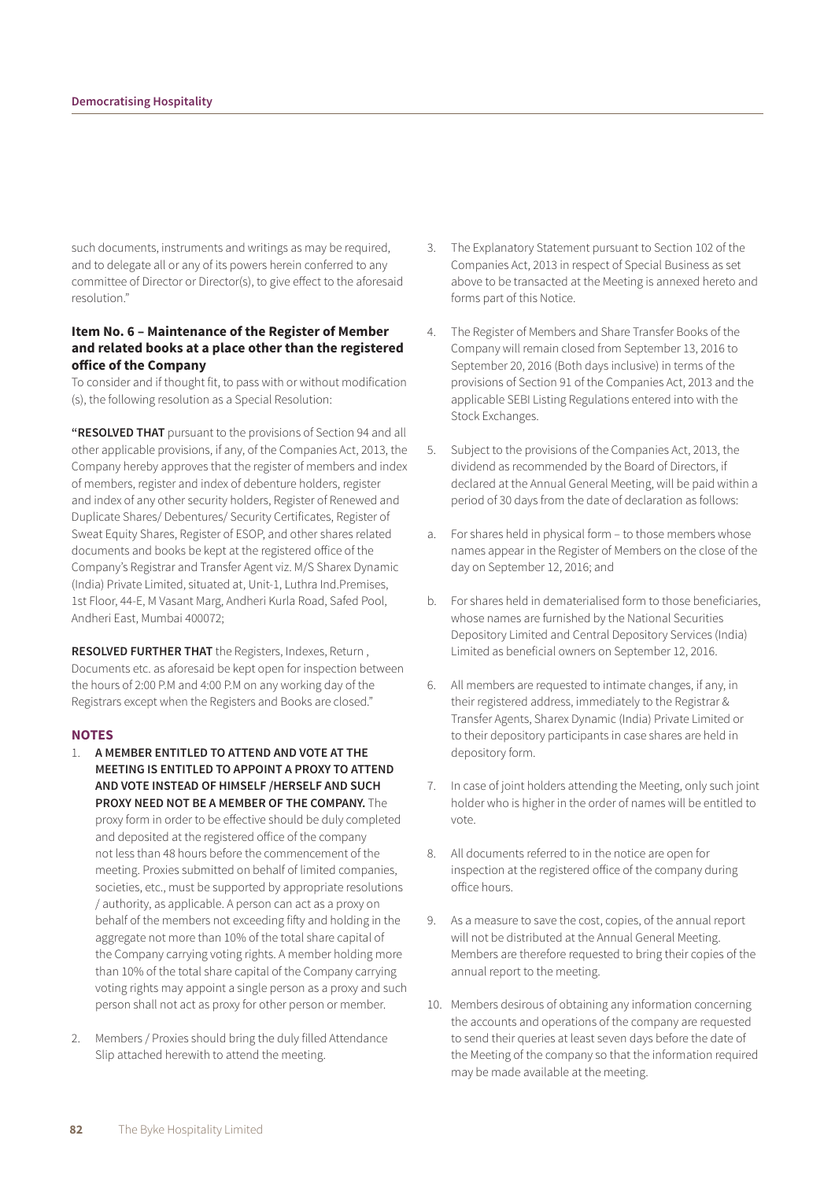such documents, instruments and writings as may be required, and to delegate all or any of its powers herein conferred to any committee of Director or Director(s), to give effect to the aforesaid resolution."

### Item No. 6 – Maintenance of the Register of Member and related books at a place other than the registered office of the Company

To consider and if thought fit, to pass with or without modification (s), the following resolution as a Special Resolution:

**"RESOLVED THAT** pursuant to the provisions of Section 94 and all other applicable provisions, if any, of the Companies Act, 2013, the Company hereby approves that the register of members and index of members, register and index of debenture holders, register and index of any other security holders, Register of Renewed and Duplicate Shares/ Debentures/ Security Certificates, Register of Sweat Equity Shares, Register of ESOP, and other shares related documents and books be kept at the registered office of the Company's Registrar and Transfer Agent viz. M/S Sharex Dynamic (India) Private Limited, situated at, Unit-1, Luthra Ind.Premises, 1st Floor, 44-E, M Vasant Marg, Andheri Kurla Road, Safed Pool, Andheri East, Mumbai 400072;

**RESOLVED FURTHER THAT** the Registers, Indexes, Return , Documents etc. as aforesaid be kept open for inspection between the hours of 2:00 P.M and 4:00 P.M on any working day of the Registrars except when the Registers and Books are closed."

### NOTES

1. **A MEMBER ENTITLED TO ATTEND AND VOTE AT THE MEETING IS ENTITLED TO APPOINT A PROXY TO ATTEND AND VOTE INSTEAD OF HIMSELF /HERSELF AND SUCH PROXY NEED NOT BE A MEMBER OF THE COMPANY.** The proxy form in order to be effective should be duly completed and deposited at the registered office of the company not less than 48 hours before the commencement of the meeting. Proxies submitted on behalf of limited companies, societies, etc., must be supported by appropriate resolutions / authority, as applicable. A person can act as a proxy on behalf of the members not exceeding fifty and holding in the aggregate not more than 10% of the total share capital of the Company carrying voting rights. A member holding more than 10% of the total share capital of the Company carrying voting rights may appoint a single person as a proxy and such person shall not act as proxy for other person or member.

2. Members / Proxies should bring the duly filled Attendance Slip attached herewith to attend the meeting.

3. The Explanatory Statement pursuant to Section 102 of the Companies Act, 2013 in respect of Special Business as set above to be transacted at the Meeting is annexed hereto and forms part of this Notice.

4. The Register of Members and Share Transfer Books of the Company will remain closed from September 13, 2016 to September 20, 2016 (Both days inclusive) in terms of the provisions of Section 91 of the Companies Act, 2013 and the applicable SEBI Listing Regulations entered into with the Stock Exchanges.

5. Subject to the provisions of the Companies Act, 2013, the dividend as recommended by the Board of Directors, if declared at the Annual General Meeting, will be paid within a period of 30 days from the date of declaration as follows:

   a. For shares held in physical form – to those members whose names appear in the Register of Members on the close of the day on September 12, 2016; and

   b. For shares held in dematerialised form to those beneficiaries, whose names are furnished by the National Securities Depository Limited and Central Depository Services (India) Limited as beneficial owners on September 12, 2016.

6. All members are requested to intimate changes, if any, in their registered address, immediately to the Registrar & Transfer Agents, Sharex Dynamic (India) Private Limited or to their depository participants in case shares are held in depository form.

7. In case of joint holders attending the Meeting, only such joint holder who is higher in the order of names will be entitled to vote.

8. All documents referred to in the notice are open for inspection at the registered office of the company during office hours.

9. As a measure to save the cost, copies, of the annual report will not be distributed at the Annual General Meeting. Members are therefore requested to bring their copies of the annual report to the meeting.

10. Members desirous of obtaining any information concerning the accounts and operations of the company are requested to send their queries at least seven days before the date of the Meeting of the company so that the information required may be made available at the meeting.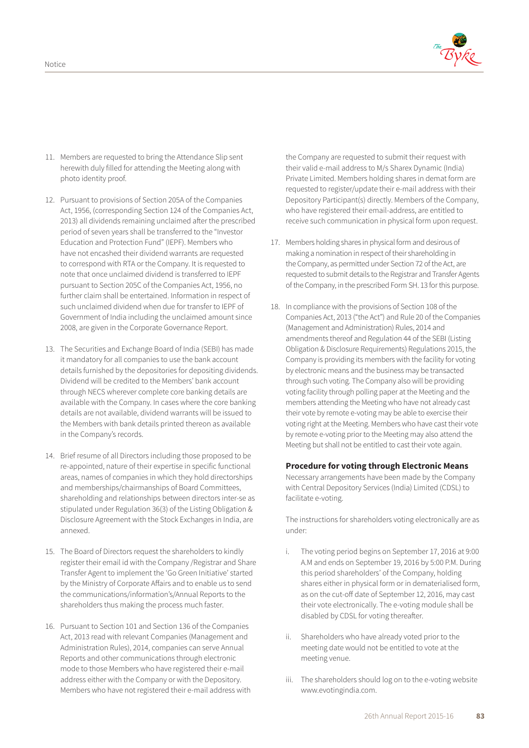11. Members are requested to bring the Attendance Slip sent herewith duly filled for attending the Meeting along with photo identity proof.

12. Pursuant to provisions of Section 205A of the Companies Act, 1956, (corresponding Section 124 of the Companies Act, 2013) all dividends remaining unclaimed after the prescribed period of seven years shall be transferred to the "Investor Education and Protection Fund" (IEPF). Members who have not encashed their dividend warrants are requested to correspond with RTA or the Company. It is requested to note that once unclaimed dividend is transferred to IEPF pursuant to Section 205C of the Companies Act, 1956, no further claim shall be entertained. Information in respect of such unclaimed dividend when due for transfer to IEPF of Government of India including the unclaimed amount since 2008, are given in the Corporate Governance Report.

13. The Securities and Exchange Board of India (SEBI) has made it mandatory for all companies to use the bank account details furnished by the depositories for depositing dividends. Dividend will be credited to the Members' bank account through NECS wherever complete core banking details are available with the Company. In cases where the core banking details are not available, dividend warrants will be issued to the Members with bank details printed thereon as available in the Company's records.

14. Brief resume of all Directors including those proposed to be re-appointed, nature of their expertise in specific functional areas, names of companies in which they hold directorships and memberships/chairmanships of Board Committees, shareholding and relationships between directors inter-se as stipulated under Regulation 36(3) of the Listing Obligation & Disclosure Agreement with the Stock Exchanges in India, are annexed.

15. The Board of Directors request the shareholders to kindly register their email id with the Company /Registrar and Share Transfer Agent to implement the 'Go Green Initiative' started by the Ministry of Corporate Affairs and to enable us to send the communications/information's/Annual Reports to the shareholders thus making the process much faster.

16. Pursuant to Section 101 and Section 136 of the Companies Act, 2013 read with relevant Companies (Management and Administration Rules), 2014, companies can serve Annual Reports and other communications through electronic mode to those Members who have registered their e-mail address either with the Company or with the Depository. Members who have not registered their e-mail address with the Company are requested to submit their request with their valid e-mail address to M/s Sharex Dynamic (India) Private Limited. Members holding shares in demat form are requested to register/update their e-mail address with their Depository Participant(s) directly. Members of the Company, who have registered their email-address, are entitled to receive such communication in physical form upon request.

17. Members holding shares in physical form and desirous of making a nomination in respect of their shareholding in the Company, as permitted under Section 72 of the Act, are requested to submit details to the Registrar and Transfer Agents of the Company, in the prescribed Form SH. 13 for this purpose.

18. In compliance with the provisions of Section 108 of the Companies Act, 2013 ("the Act") and Rule 20 of the Companies (Management and Administration) Rules, 2014 and amendments thereof and Regulation 44 of the SEBI (Listing Obligation & Disclosure Requirements) Regulations 2015, the Company is providing its members with the facility for voting by electronic means and the business may be transacted through such voting. The Company also will be providing voting facility through polling paper at the Meeting and the members attending the Meeting who have not already cast their vote by remote e-voting may be able to exercise their voting right at the Meeting. Members who have cast their vote by remote e-voting prior to the Meeting may also attend the Meeting but shall not be entitled to cast their vote again.

    **Procedure for voting through Electronic Means**

    Necessary arrangements have been made by the Company with Central Depository Services (India) Limited (CDSL) to facilitate e-voting.

    The instructions for shareholders voting electronically are as under:

    i. The voting period begins on September 17, 2016 at 9:00 A.M and ends on September 19, 2016 by 5:00 P.M. During this period shareholders' of the Company, holding shares either in physical form or in dematerialised form, as on the cut-off date of September 12, 2016, may cast their vote electronically. The e-voting module shall be disabled by CDSL for voting thereafter.

    ii. Shareholders who have already voted prior to the meeting date would not be entitled to vote at the meeting venue.

    iii. The shareholders should log on to the e-voting website www.evotingindia.com.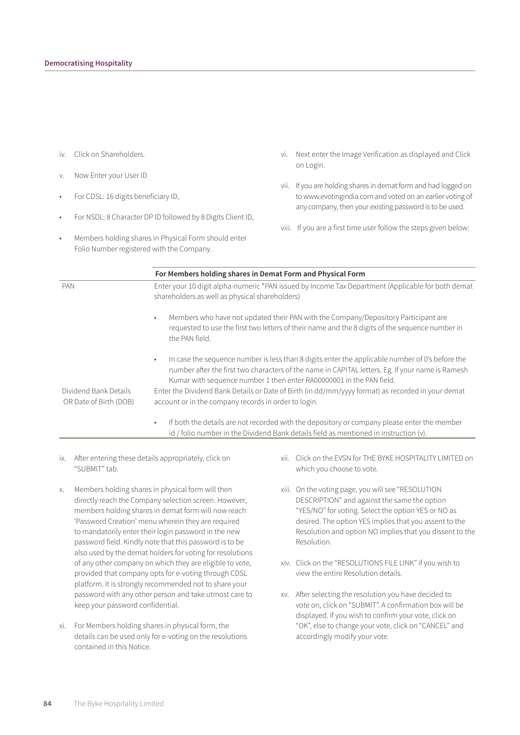iv. Click on Shareholders.

v. Now Enter your User ID

- For CDSL: 16 digits beneficiary ID,
- For NSDL: 8 Character DP ID followed by 8 Digits Client ID,
- Members holding shares in Physical Form should enter Folio Number registered with the Company.

vi. Next enter the Image Verification as displayed and Click on Login.

vii. If you are holding shares in demat form and had logged on to www.evotingindia.com and voted on an earlier voting of any company, then your existing password is to be used.

viii. If you are a first time user follow the steps given below:

| | For Members holding shares in Demat Form and Physical Form |
|---|---|
| PAN | Enter your 10 digit alpha-numeric *PAN issued by Income Tax Department (Applicable for both demat shareholders as well as physical shareholders)<br><br>• Members who have not updated their PAN with the Company/Depository Participant are requested to use the first two letters of their name and the 8 digits of the sequence number in the PAN field.<br><br>• In case the sequence number is less than 8 digits enter the applicable number of 0's before the number after the first two characters of the name in CAPITAL letters. Eg. If your name is Ramesh Kumar with sequence number 1 then enter RA00000001 in the PAN field. |
| Dividend Bank Details OR Date of Birth (DOB) | Enter the Dividend Bank Details or Date of Birth (in dd/mm/yyyy format) as recorded in your demat account or in the company records in order to login.<br><br>• If both the details are not recorded with the depository or company please enter the member id / folio number in the Dividend Bank details field as mentioned in instruction (v). |

ix. After entering these details appropriately, click on "SUBMIT" tab.

x. Members holding shares in physical form will then directly reach the Company selection screen. However, members holding shares in demat form will now reach 'Password Creation' menu wherein they are required to mandatorily enter their login password in the new password field. Kindly note that this password is to be also used by the demat holders for voting for resolutions of any other company on which they are eligible to vote, provided that company opts for e-voting through CDSL platform. It is strongly recommended not to share your password with any other person and take utmost care to keep your password confidential.

xi. For Members holding shares in physical form, the details can be used only for e-voting on the resolutions contained in this Notice.

xii. Click on the EVSN for THE BYKE HOSPITALITY LIMITED on which you choose to vote.

xiii. On the voting page, you will see "RESOLUTION DESCRIPTION" and against the same the option "YES/NO" for voting. Select the option YES or NO as desired. The option YES implies that you assent to the Resolution and option NO implies that you dissent to the Resolution.

xiv. Click on the "RESOLUTIONS FILE LINK" if you wish to view the entire Resolution details.

xv. After selecting the resolution you have decided to vote on, click on "SUBMIT". A confirmation box will be displayed. If you wish to confirm your vote, click on "OK", else to change your vote, click on "CANCEL" and accordingly modify your vote.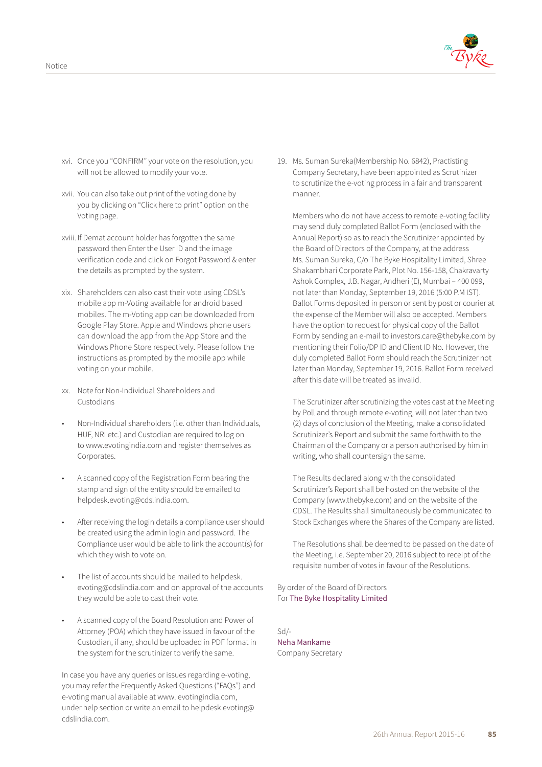xvi. Once you "CONFIRM" your vote on the resolution, you will not be allowed to modify your vote.

xvii. You can also take out print of the voting done by you by clicking on "Click here to print" option on the Voting page.

xviii. If Demat account holder has forgotten the same password then Enter the User ID and the image verification code and click on Forgot Password & enter the details as prompted by the system.

xix. Shareholders can also cast their vote using CDSL's mobile app m-Voting available for android based mobiles. The m-Voting app can be downloaded from Google Play Store. Apple and Windows phone users can download the app from the App Store and the Windows Phone Store respectively. Please follow the instructions as prompted by the mobile app while voting on your mobile.

xx. Note for Non-Individual Shareholders and Custodians

- Non-Individual shareholders (i.e. other than Individuals, HUF, NRI etc.) and Custodian are required to log on to www.evotingindia.com and register themselves as Corporates.
- A scanned copy of the Registration Form bearing the stamp and sign of the entity should be emailed to helpdesk.evoting@cdslindia.com.
- After receiving the login details a compliance user should be created using the admin login and password. The Compliance user would be able to link the account(s) for which they wish to vote on.
- The list of accounts should be mailed to helpdesk.evoting@cdslindia.com and on approval of the accounts they would be able to cast their vote.
- A scanned copy of the Board Resolution and Power of Attorney (POA) which they have issued in favour of the Custodian, if any, should be uploaded in PDF format in the system for the scrutinizer to verify the same.

In case you have any queries or issues regarding e-voting, you may refer the Frequently Asked Questions ("FAQs") and e-voting manual available at www. evotingindia.com, under help section or write an email to helpdesk.evoting@cdslindia.com.

19. Ms. Suman Sureka(Membership No. 6842), Practisting Company Secretary, have been appointed as Scrutinizer to scrutinize the e-voting process in a fair and transparent manner.

    Members who do not have access to remote e-voting facility may send duly completed Ballot Form (enclosed with the Annual Report) so as to reach the Scrutinizer appointed by the Board of Directors of the Company, at the address Ms. Suman Sureka, C/o The Byke Hospitality Limited, Shree Shakambhari Corporate Park, Plot No. 156-158, Chakravarty Ashok Complex, J.B. Nagar, Andheri (E), Mumbai – 400 099, not later than Monday, September 19, 2016 (5:00 P.M IST). Ballot Forms deposited in person or sent by post or courier at the expense of the Member will also be accepted. Members have the option to request for physical copy of the Ballot Form by sending an e-mail to investors.care@thebyke.com by mentioning their Folio/DP ID and Client ID No. However, the duly completed Ballot Form should reach the Scrutinizer not later than Monday, September 19, 2016. Ballot Form received after this date will be treated as invalid.

    The Scrutinizer after scrutinizing the votes cast at the Meeting by Poll and through remote e-voting, will not later than two (2) days of conclusion of the Meeting, make a consolidated Scrutinizer's Report and submit the same forthwith to the Chairman of the Company or a person authorised by him in writing, who shall countersign the same.

    The Results declared along with the consolidated Scrutinizer's Report shall be hosted on the website of the Company (www.thebyke.com) and on the website of the CDSL. The Results shall simultaneously be communicated to Stock Exchanges where the Shares of the Company are listed.

    The Resolutions shall be deemed to be passed on the date of the Meeting, i.e. September 20, 2016 subject to receipt of the requisite number of votes in favour of the Resolutions.

By order of the Board of Directors
For The Byke Hospitality Limited

Sd/-
Neha Mankame
Company Secretary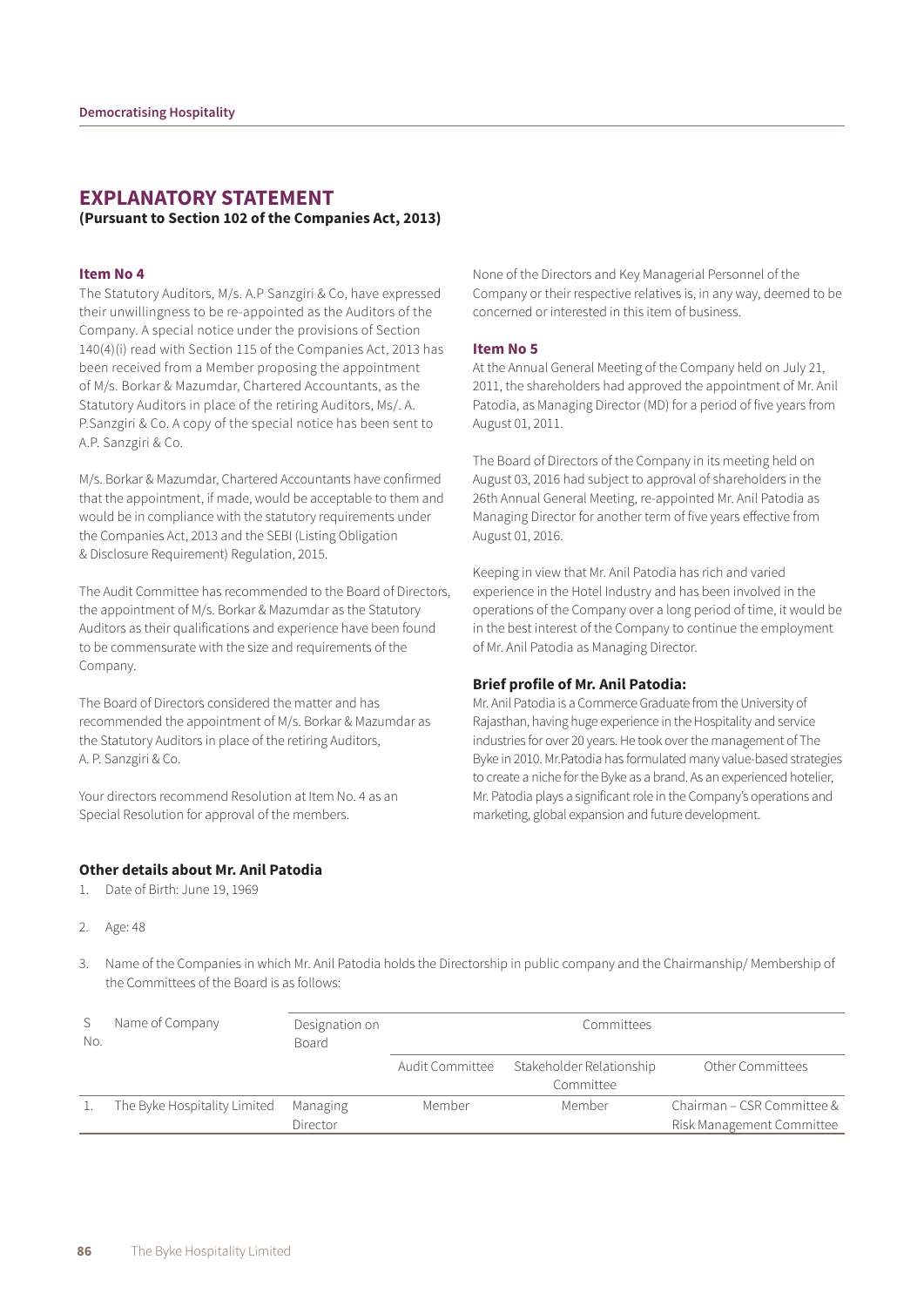# EXPLANATORY STATEMENT

**(Pursuant to Section 102 of the Companies Act, 2013)**

### Item No 4

The Statutory Auditors, M/s. A.P Sanzgiri & Co, have expressed their unwillingness to be re-appointed as the Auditors of the Company. A special notice under the provisions of Section 140(4)(i) read with Section 115 of the Companies Act, 2013 has been received from a Member proposing the appointment of M/s. Borkar & Mazumdar, Chartered Accountants, as the Statutory Auditors in place of the retiring Auditors, Ms/. A. P.Sanzgiri & Co. A copy of the special notice has been sent to A.P. Sanzgiri & Co.

M/s. Borkar & Mazumdar, Chartered Accountants have confirmed that the appointment, if made, would be acceptable to them and would be in compliance with the statutory requirements under the Companies Act, 2013 and the SEBI (Listing Obligation & Disclosure Requirement) Regulation, 2015.

The Audit Committee has recommended to the Board of Directors, the appointment of M/s. Borkar & Mazumdar as the Statutory Auditors as their qualifications and experience have been found to be commensurate with the size and requirements of the Company.

The Board of Directors considered the matter and has recommended the appointment of M/s. Borkar & Mazumdar as the Statutory Auditors in place of the retiring Auditors, A. P. Sanzgiri & Co.

Your directors recommend Resolution at Item No. 4 as an Special Resolution for approval of the members.

None of the Directors and Key Managerial Personnel of the Company or their respective relatives is, in any way, deemed to be concerned or interested in this item of business.

### Item No 5

At the Annual General Meeting of the Company held on July 21, 2011, the shareholders had approved the appointment of Mr. Anil Patodia, as Managing Director (MD) for a period of five years from August 01, 2011.

The Board of Directors of the Company in its meeting held on August 03, 2016 had subject to approval of shareholders in the 26th Annual General Meeting, re-appointed Mr. Anil Patodia as Managing Director for another term of five years effective from August 01, 2016.

Keeping in view that Mr. Anil Patodia has rich and varied experience in the Hotel Industry and has been involved in the operations of the Company over a long period of time, it would be in the best interest of the Company to continue the employment of Mr. Anil Patodia as Managing Director.

### Brief profile of Mr. Anil Patodia:

Mr. Anil Patodia is a Commerce Graduate from the University of Rajasthan, having huge experience in the Hospitality and service industries for over 20 years. He took over the management of The Byke in 2010. Mr.Patodia has formulated many value-based strategies to create a niche for the Byke as a brand. As an experienced hotelier, Mr. Patodia plays a significant role in the Company's operations and marketing, global expansion and future development.

### Other details about Mr. Anil Patodia

1. Date of Birth: June 19, 1969
2. Age: 48
3. Name of the Companies in which Mr. Anil Patodia holds the Directorship in public company and the Chairmanship/ Membership of the Committees of the Board is as follows:

| S No. | Name of Company | Designation on Board | Committees | | |
|---|---|---|---|---|---|
| | | | Audit Committee | Stakeholder Relationship Committee | Other Committees |
| 1. | The Byke Hospitality Limited | Managing Director | Member | Member | Chairman – CSR Committee & Risk Management Committee |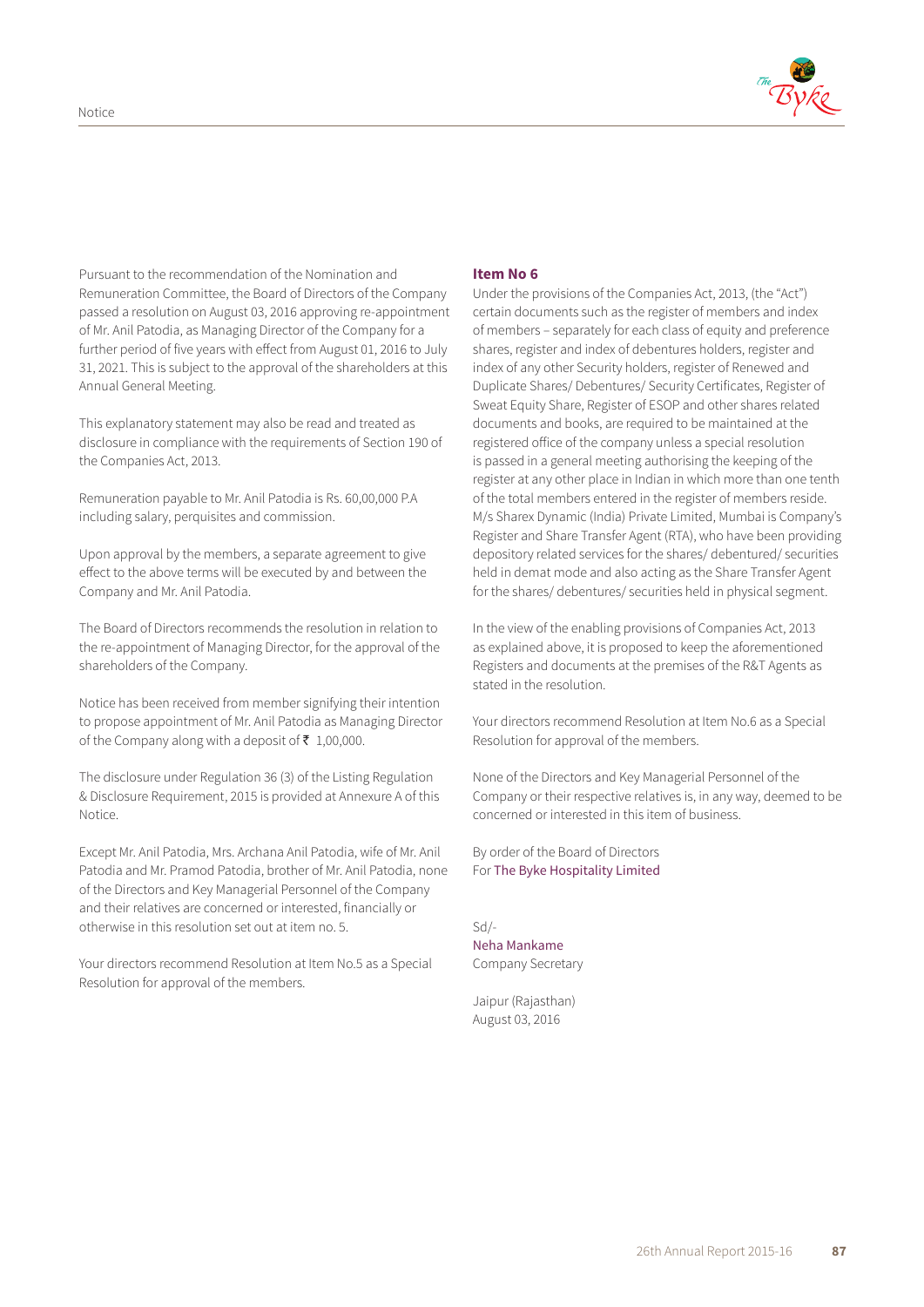Pursuant to the recommendation of the Nomination and Remuneration Committee, the Board of Directors of the Company passed a resolution on August 03, 2016 approving re-appointment of Mr. Anil Patodia, as Managing Director of the Company for a further period of five years with effect from August 01, 2016 to July 31, 2021. This is subject to the approval of the shareholders at this Annual General Meeting.

This explanatory statement may also be read and treated as disclosure in compliance with the requirements of Section 190 of the Companies Act, 2013.

Remuneration payable to Mr. Anil Patodia is Rs. 60,00,000 P.A including salary, perquisites and commission.

Upon approval by the members, a separate agreement to give effect to the above terms will be executed by and between the Company and Mr. Anil Patodia.

The Board of Directors recommends the resolution in relation to the re-appointment of Managing Director, for the approval of the shareholders of the Company.

Notice has been received from member signifying their intention to propose appointment of Mr. Anil Patodia as Managing Director of the Company along with a deposit of ₹ 1,00,000.

The disclosure under Regulation 36 (3) of the Listing Regulation & Disclosure Requirement, 2015 is provided at Annexure A of this Notice.

Except Mr. Anil Patodia, Mrs. Archana Anil Patodia, wife of Mr. Anil Patodia and Mr. Pramod Patodia, brother of Mr. Anil Patodia, none of the Directors and Key Managerial Personnel of the Company and their relatives are concerned or interested, financially or otherwise in this resolution set out at item no. 5.

Your directors recommend Resolution at Item No.5 as a Special Resolution for approval of the members.

**Item No 6**

Under the provisions of the Companies Act, 2013, (the "Act") certain documents such as the register of members and index of members – separately for each class of equity and preference shares, register and index of debentures holders, register and index of any other Security holders, register of Renewed and Duplicate Shares/ Debentures/ Security Certificates, Register of Sweat Equity Share, Register of ESOP and other shares related documents and books, are required to be maintained at the registered office of the company unless a special resolution is passed in a general meeting authorising the keeping of the register at any other place in Indian in which more than one tenth of the total members entered in the register of members reside. M/s Sharex Dynamic (India) Private Limited, Mumbai is Company's Register and Share Transfer Agent (RTA), who have been providing depository related services for the shares/ debentured/ securities held in demat mode and also acting as the Share Transfer Agent for the shares/ debentures/ securities held in physical segment.

In the view of the enabling provisions of Companies Act, 2013 as explained above, it is proposed to keep the aforementioned Registers and documents at the premises of the R&T Agents as stated in the resolution.

Your directors recommend Resolution at Item No.6 as a Special Resolution for approval of the members.

None of the Directors and Key Managerial Personnel of the Company or their respective relatives is, in any way, deemed to be concerned or interested in this item of business.

By order of the Board of Directors
For The Byke Hospitality Limited

Sd/-
Neha Mankame
Company Secretary

Jaipur (Rajasthan)
August 03, 2016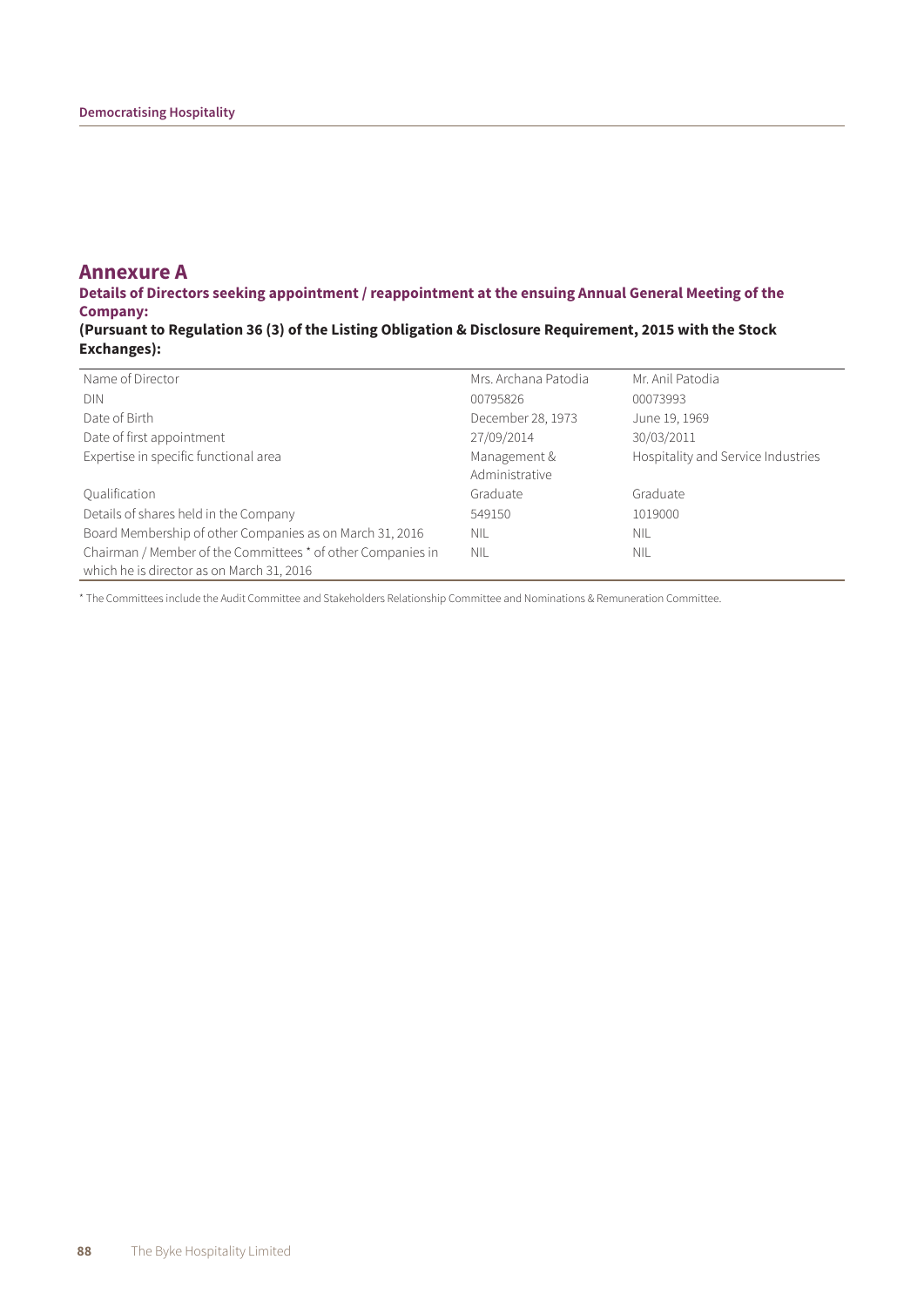## Annexure A

**Details of Directors seeking appointment / reappointment at the ensuing Annual General Meeting of the Company:**

**(Pursuant to Regulation 36 (3) of the Listing Obligation & Disclosure Requirement, 2015 with the Stock Exchanges):**

| Name of Director | Mrs. Archana Patodia | Mr. Anil Patodia |
|---|---|---|
| DIN | 00795826 | 00073993 |
| Date of Birth | December 28, 1973 | June 19, 1969 |
| Date of first appointment | 27/09/2014 | 30/03/2011 |
| Expertise in specific functional area | Management & Administrative | Hospitality and Service Industries |
| Qualification | Graduate | Graduate |
| Details of shares held in the Company | 549150 | 1019000 |
| Board Membership of other Companies as on March 31, 2016 | NIL | NIL |
| Chairman / Member of the Committees * of other Companies in which he is director as on March 31, 2016 | NIL | NIL |

* The Committees include the Audit Committee and Stakeholders Relationship Committee and Nominations & Remuneration Committee.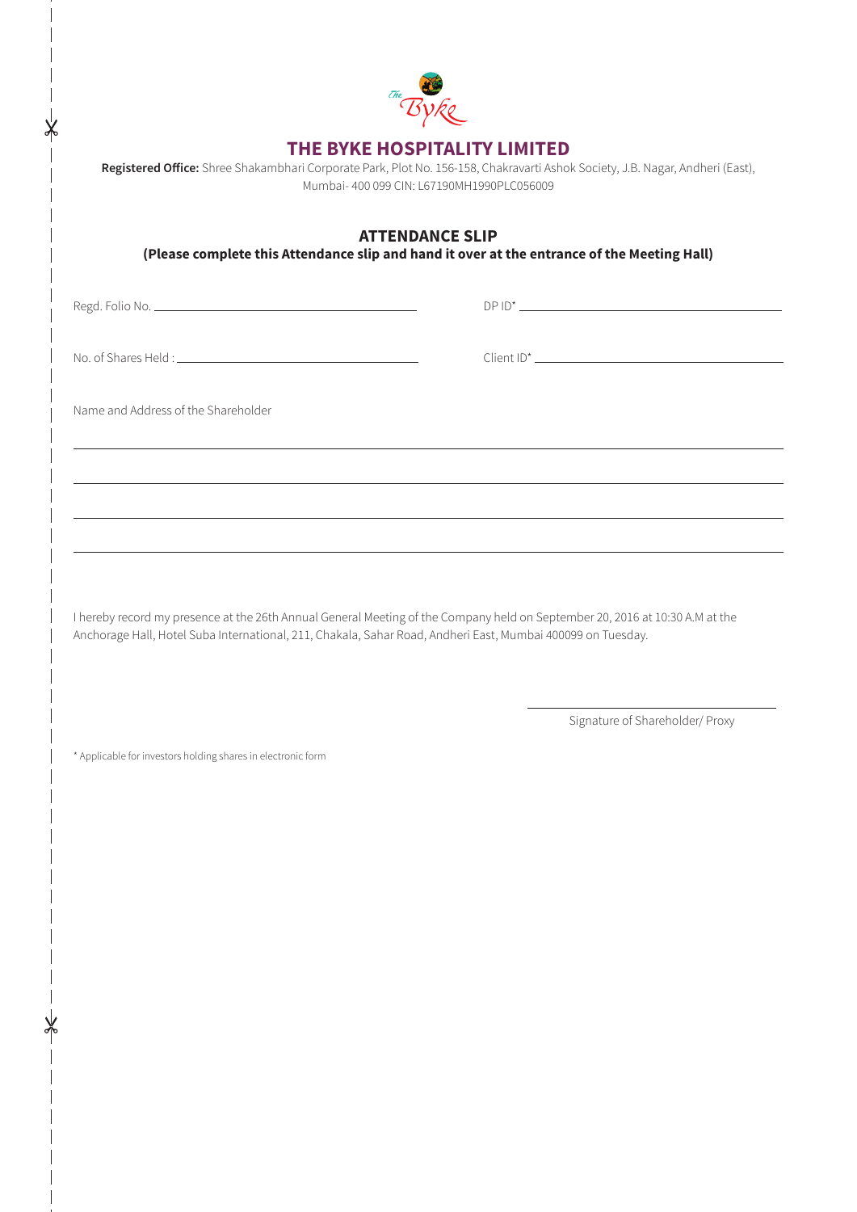# THE BYKE HOSPITALITY LIMITED

**Registered Office:** Shree Shakambhari Corporate Park, Plot No. 156-158, Chakravarti Ashok Society, J.B. Nagar, Andheri (East), Mumbai- 400 099 CIN: L67190MH1990PLC056009

## ATTENDANCE SLIP

**(Please complete this Attendance slip and hand it over at the entrance of the Meeting Hall)**

Regd. Folio No. ______________________ DP ID* ______________________

No. of Shares Held : ______________________ Client ID* ______________________

Name and Address of the Shareholder

______________________________________________________________

______________________________________________________________

______________________________________________________________

______________________________________________________________

I hereby record my presence at the 26th Annual General Meeting of the Company held on September 20, 2016 at 10:30 A.M at the Anchorage Hall, Hotel Suba International, 211, Chakala, Sahar Road, Andheri East, Mumbai 400099 on Tuesday.

______________________

Signature of Shareholder/ Proxy

* Applicable for investors holding shares in electronic form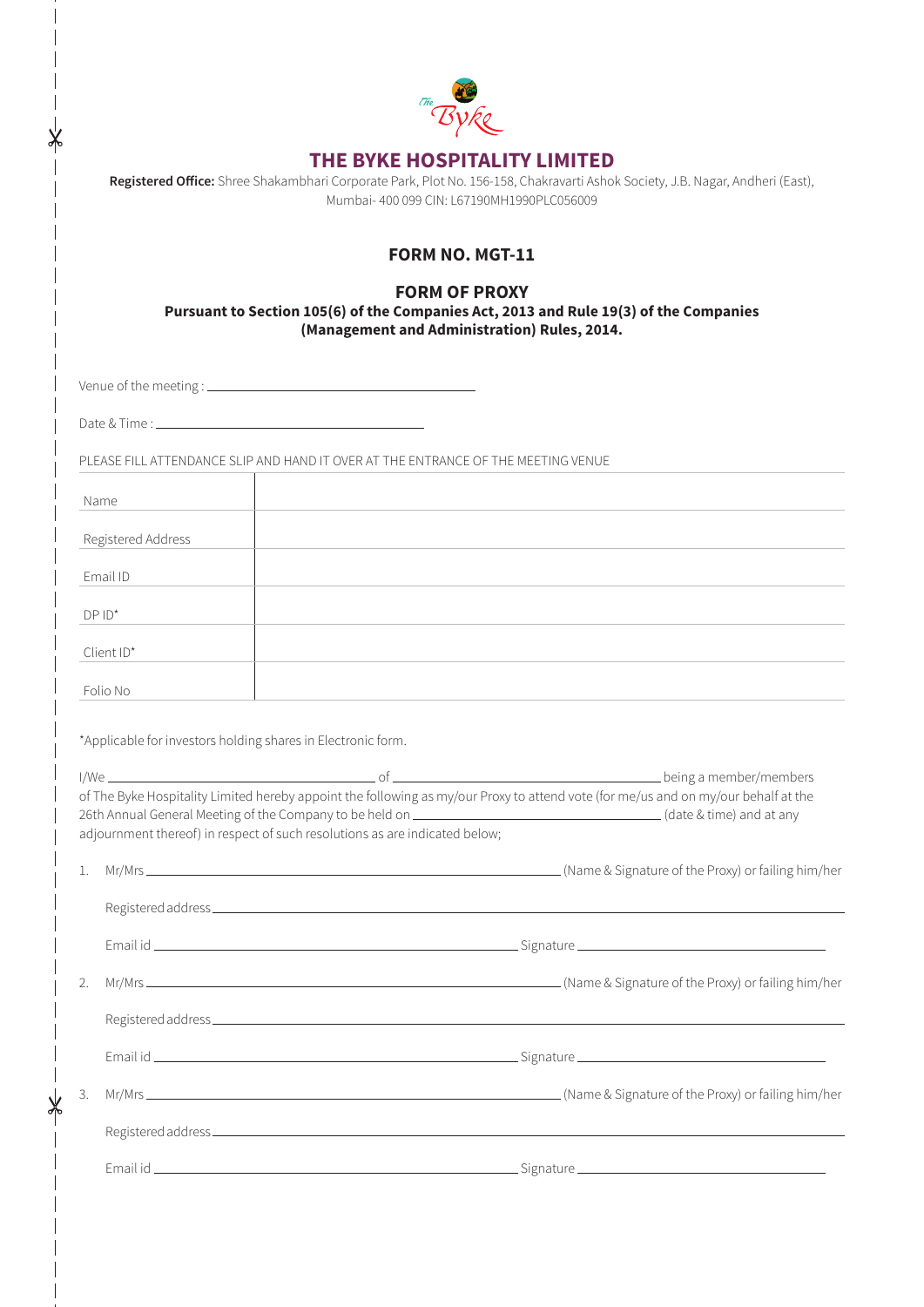# THE BYKE HOSPITALITY LIMITED

**Registered Office:** Shree Shakambhari Corporate Park, Plot No. 156-158, Chakravarti Ashok Society, J.B. Nagar, Andheri (East), Mumbai- 400 099 CIN: L67190MH1990PLC056009

## FORM NO. MGT-11

## FORM OF PROXY

**Pursuant to Section 105(6) of the Companies Act, 2013 and Rule 19(3) of the Companies (Management and Administration) Rules, 2014.**

Venue of the meeting : ____________________

Date & Time : ____________________

PLEASE FILL ATTENDANCE SLIP AND HAND IT OVER AT THE ENTRANCE OF THE MEETING VENUE

| | |
|---|---|
| Name | |
| Registered Address | |
| Email ID | |
| DP ID* | |
| Client ID* | |
| Folio No | |

*Applicable for investors holding shares in Electronic form.

I/We ____________________ of ____________________ being a member/members of The Byke Hospitality Limited hereby appoint the following as my/our Proxy to attend vote (for me/us and on my/our behalf at the 26th Annual General Meeting of the Company to be held on ____________________ (date & time) and at any adjournment thereof) in respect of such resolutions as are indicated below;

1. Mr/Mrs ____________________ (Name & Signature of the Proxy) or failing him/her

   Registered address ____________________

   Email id ____________________ Signature ____________________

2. Mr/Mrs ____________________ (Name & Signature of the Proxy) or failing him/her

   Registered address ____________________

   Email id ____________________ Signature ____________________

3. Mr/Mrs ____________________ (Name & Signature of the Proxy) or failing him/her

   Registered address ____________________

   Email id ____________________ Signature ____________________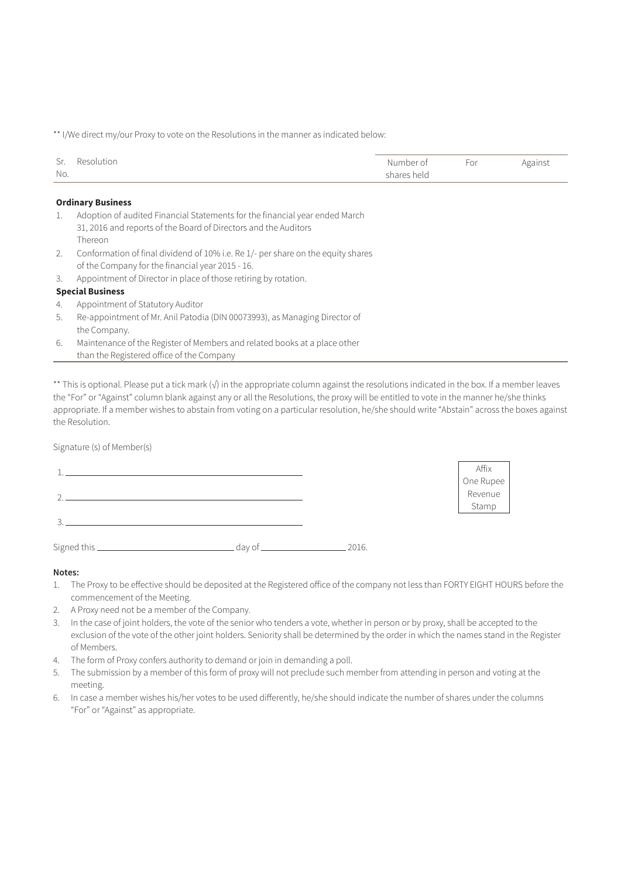** I/We direct my/our Proxy to vote on the Resolutions in the manner as indicated below:

| Sr. No. | Resolution | Number of shares held | For | Against |
|---|---|---|---|---|
| | **Ordinary Business** | | | |
| 1. | Adoption of audited Financial Statements for the financial year ended March 31, 2016 and reports of the Board of Directors and the Auditors Thereon | | | |
| 2. | Conformation of final dividend of 10% i.e. Re 1/- per share on the equity shares of the Company for the financial year 2015 - 16. | | | |
| 3. | Appointment of Director in place of those retiring by rotation. | | | |
| | **Special Business** | | | |
| 4. | Appointment of Statutory Auditor | | | |
| 5. | Re-appointment of Mr. Anil Patodia (DIN 00073993), as Managing Director of the Company. | | | |
| 6. | Maintenance of the Register of Members and related books at a place other than the Registered office of the Company | | | |

** This is optional. Please put a tick mark (√) in the appropriate column against the resolutions indicated in the box. If a member leaves the "For" or "Against" column blank against any or all the Resolutions, the proxy will be entitled to vote in the manner he/she thinks appropriate. If a member wishes to abstain from voting on a particular resolution, he/she should write "Abstain" across the boxes against the Resolution.

Signature (s) of Member(s)

1. ______________________________

2. ______________________________

3. ______________________________

Affix One Rupee Revenue Stamp

Signed this ________________ day of ____________ 2016.

**Notes:**

1. The Proxy to be effective should be deposited at the Registered office of the company not less than FORTY EIGHT HOURS before the commencement of the Meeting.
2. A Proxy need not be a member of the Company.
3. In the case of joint holders, the vote of the senior who tenders a vote, whether in person or by proxy, shall be accepted to the exclusion of the vote of the other joint holders. Seniority shall be determined by the order in which the names stand in the Register of Members.
4. The form of Proxy confers authority to demand or join in demanding a poll.
5. The submission by a member of this form of proxy will not preclude such member from attending in person and voting at the meeting.
6. In case a member wishes his/her votes to be used differently, he/she should indicate the number of shares under the columns "For" or "Against" as appropriate.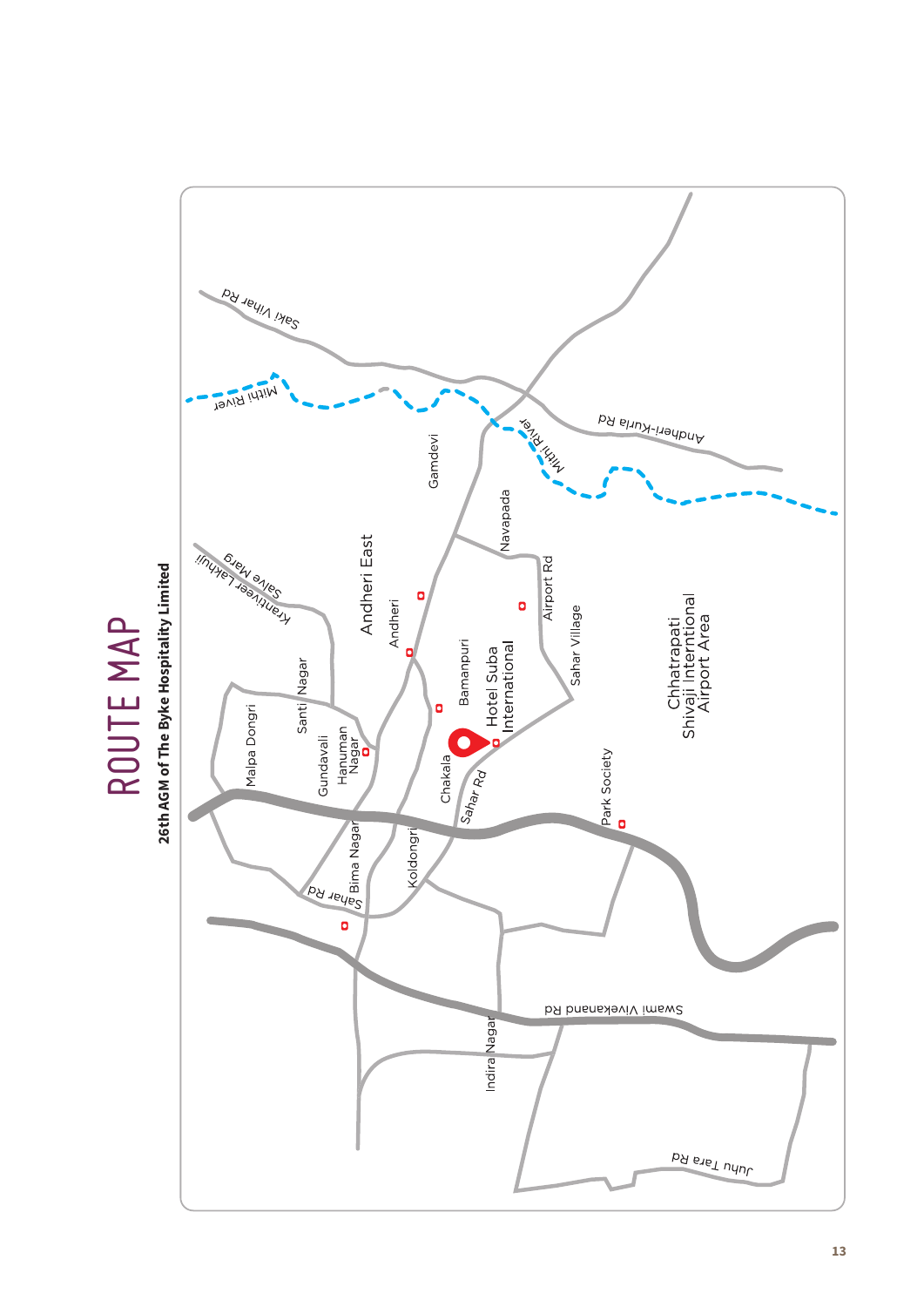# ROUTE MAP

**26th AGM of The Byke Hospitality Limited**

Saki Vihar Rd

Mithi River

Andheri-Kurla Rd

Mithi River

Gamdevi

Navapada

Krantiveer Lakhuji Salve Marg

Andheri East

Andheri

Airport Rd

Sahar Village

Santi Nagar

Bamanpuri

Hotel Suba International

Chhatrapati Shivaji Interntional Airport Area

Malpa Dongri

Gundavali

Hanuman Nagar

Chakala

Sahar Rd

Park Society

Bima Nagar

Koldongri

Sahar Rd

Swami Vivekanand Rd

Indira Nagar

Juhu Tara Rd